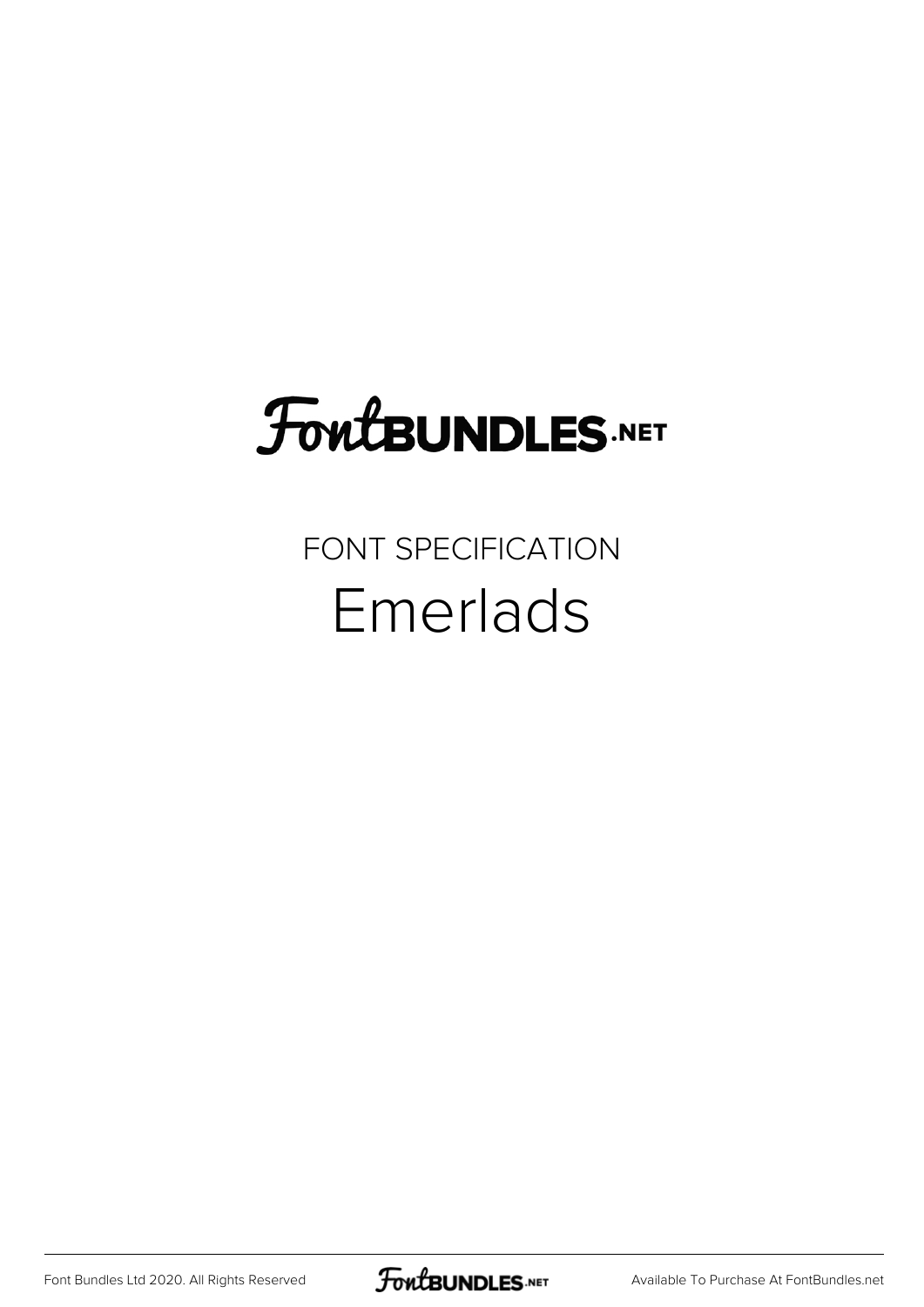# FontBUNDLES.NET

## FONT SPECIFICATION

# Emerlads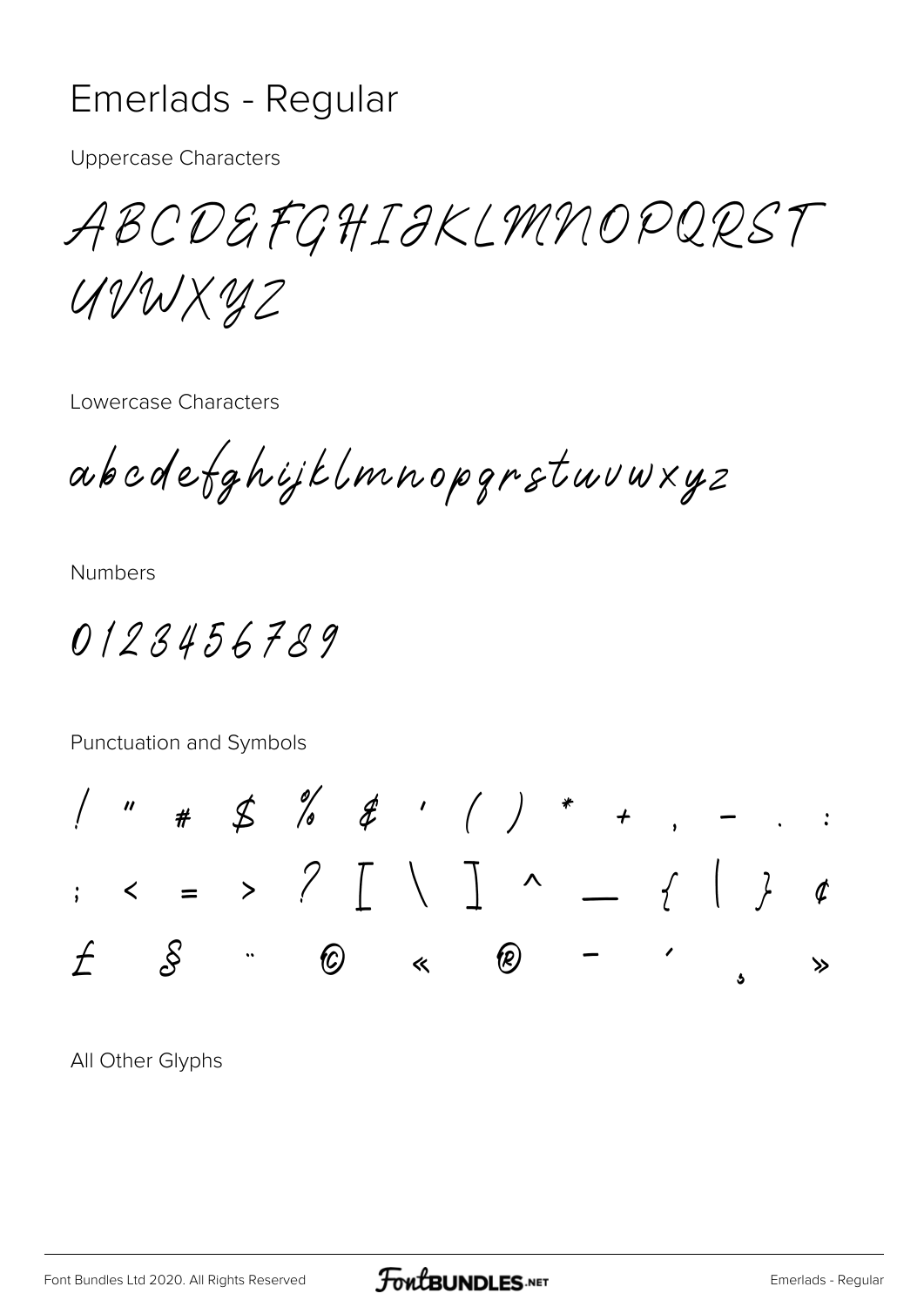# Emerlads - Regular

Uppercase Characters

ABCDEFGHIJKLMNOPQRST
UVWXYZ

Lowercase Characters

abcdefghijklmnopqrstuvwxyz

Numbers

0123456789

Punctuation and Symbols

! " # $ % & ' ( ) * + , - . :
; < = > ? [ \ ] ^ _ { | } ¢
£ § ¨ © « ® - ´ ¸ »

All Other Glyphs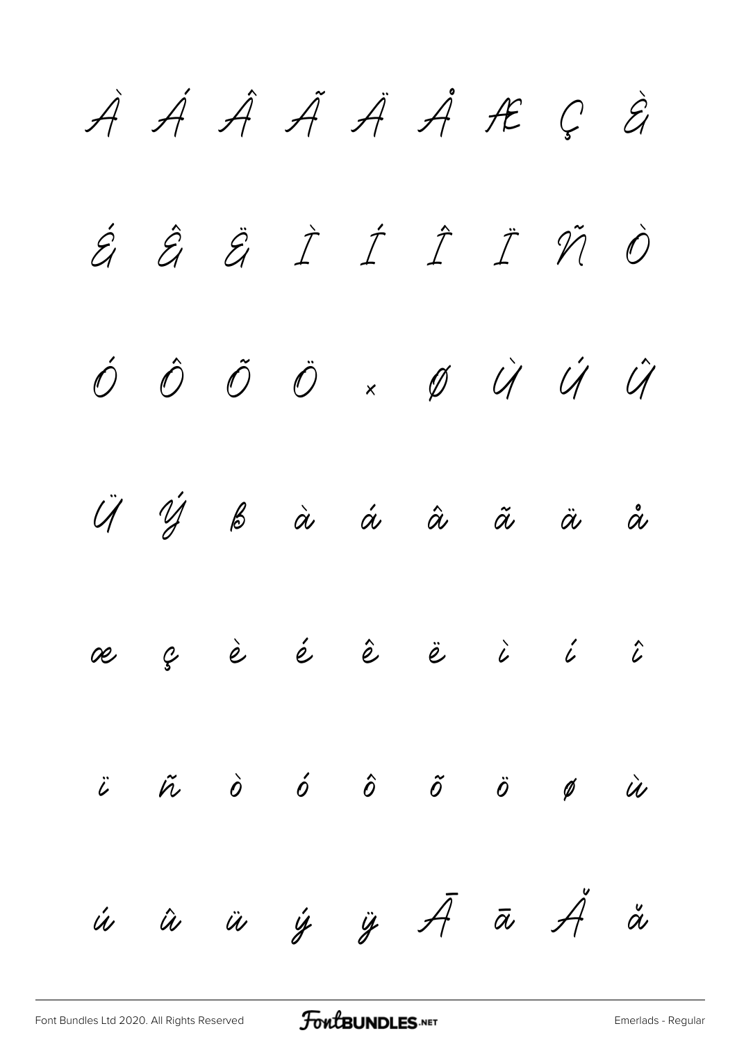À Á Â Ã Ä Å Æ Ç È

É Ê Ë Ì Í Î Ï Ñ Ò

Ó Ô Õ Ö × Ø Ù Ú Û

Ü Ý ß à á â ã ä å

æ ç è é ê ë ì í î

ï ñ ò ó ô õ ö ø ù

ú û ü ý ÿ Ā ā Ă ă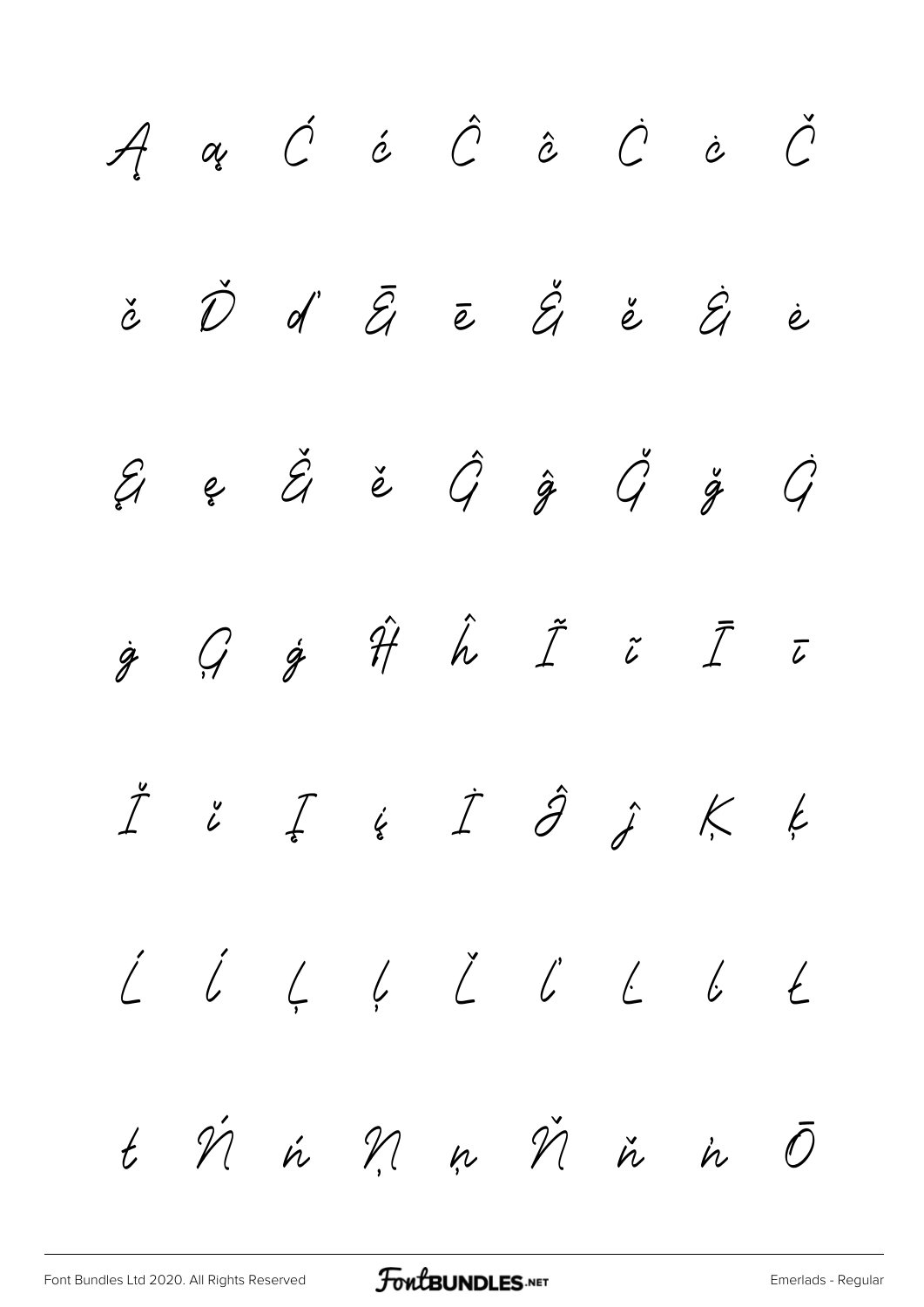Ą ą Ć ć Ĉ ĉ Ċ ċ Č

č Ď ď Ē ē Ĕ ĕ Ė ė

Ę ę Ě ě Ĝ ĝ Ğ ğ Ġ

ġ Ģ ģ Ĥ ĥ Ĩ ĩ Ī ī

Ĭ ĭ Į į İ Ĵ ĵ Ķ ķ

Ĺ ĺ Ļ ļ Ľ ľ Ŀ ŀ Ł

ł Ń ń Ņ ņ Ň ň ŉ Ō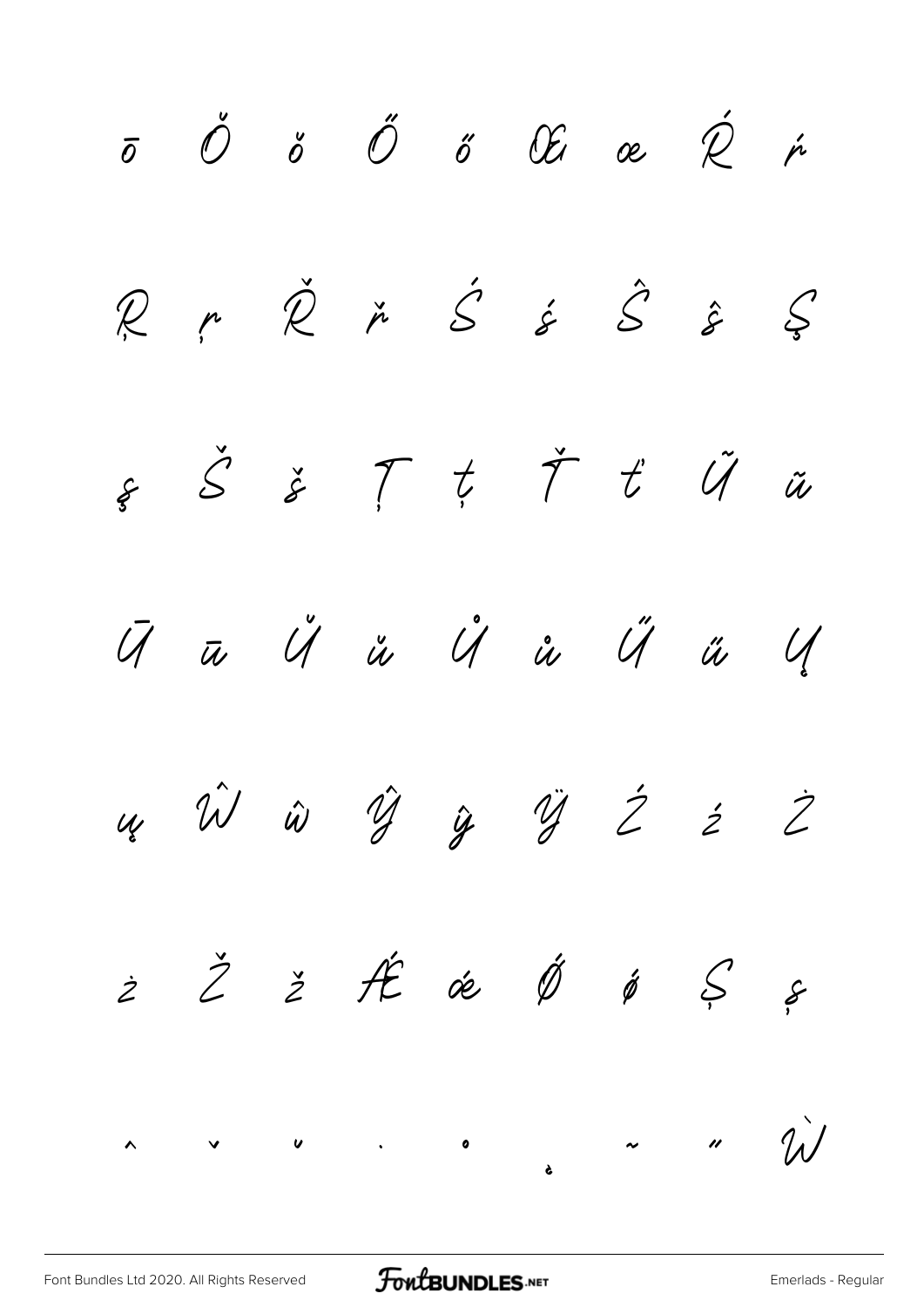ō Ŏ ŏ Ő ő Œ œ Ŕ ŕ

Ŗ ŗ Ř ř Ś ś Ŝ ŝ Ş

ş Š š Ţ ţ Ť ť Ũ ũ

Ū ū Ŭ ŭ Ů ů Ű ű Ų

ų Ŵ ŵ Ŷ ŷ Ÿ Ź ź Ż

ż Ž ž Ǽ ǽ Ǿ ǿ Ș ș

ˆ ˇ ˘ ˙ ˚ ˛ ˜ ˝ Ẁ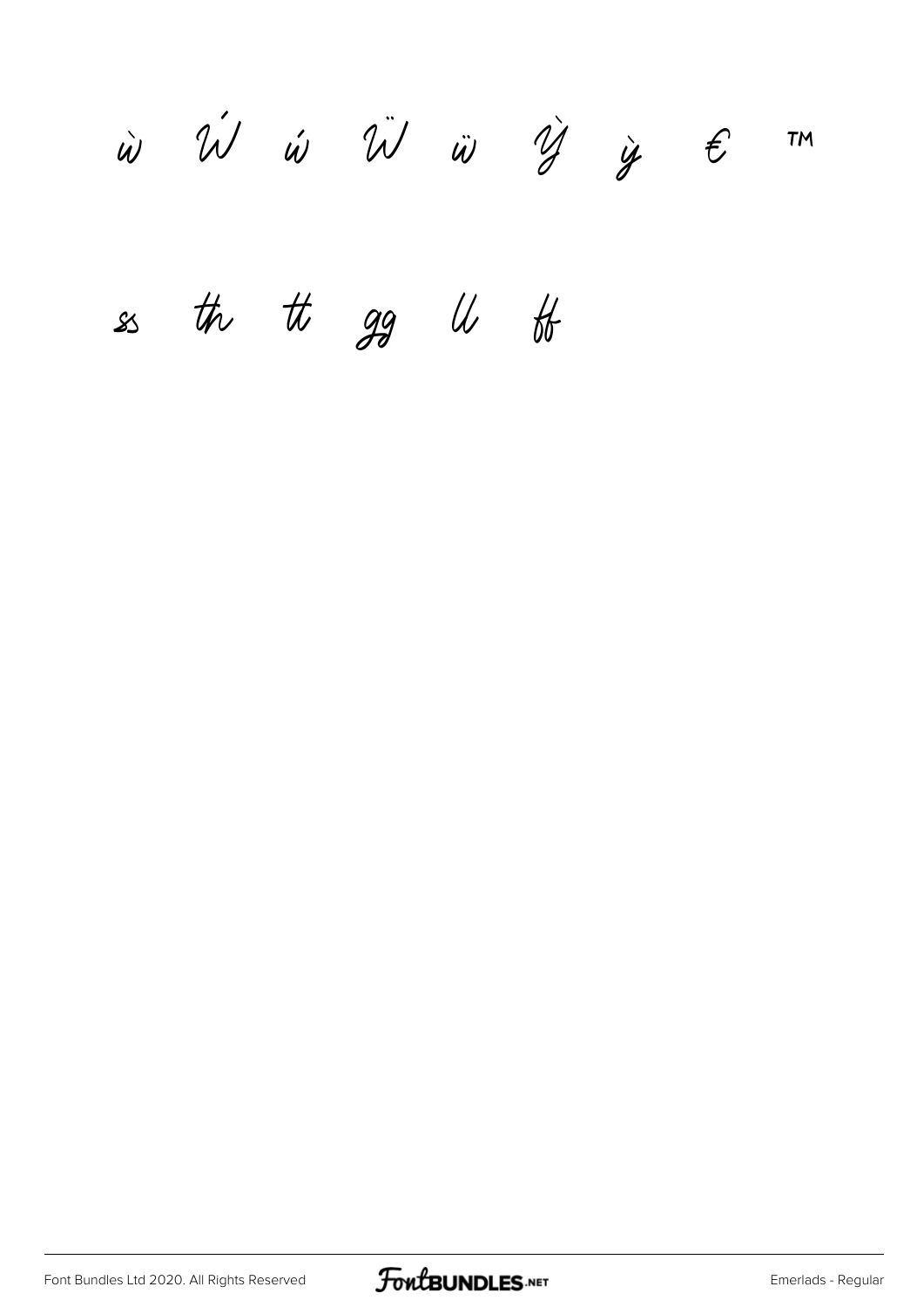ẁ Ẃ ẃ Ẅ ẅ Ỳ ỳ € ™

ss th tt gg ll ff